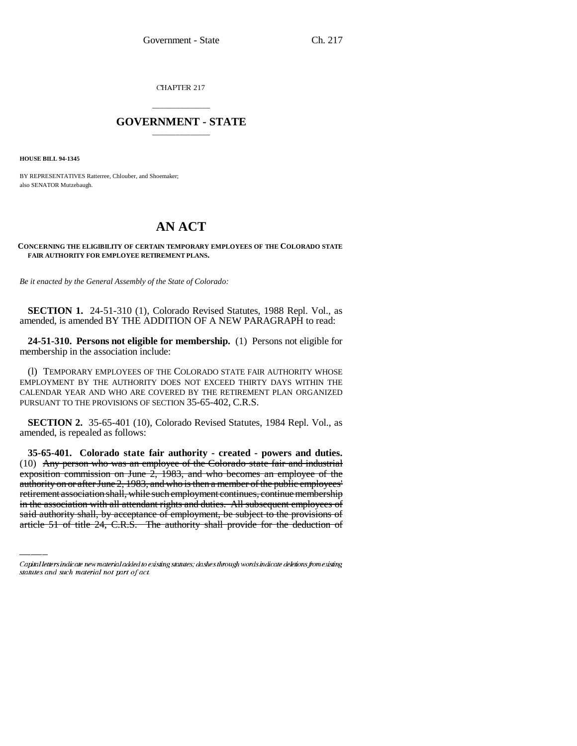CHAPTER 217

# GOVERNMENT - STATE

**HOUSE BILL 94-1345**

BY REPRESENTATIVES Ratterree, Chlouber, and Shoemaker;
also SENATOR Mutzebaugh.

# AN ACT

**CONCERNING THE ELIGIBILITY OF CERTAIN TEMPORARY EMPLOYEES OF THE COLORADO STATE FAIR AUTHORITY FOR EMPLOYEE RETIREMENT PLANS.**

*Be it enacted by the General Assembly of the State of Colorado:*

**SECTION 1.** 24-51-310 (1), Colorado Revised Statutes, 1988 Repl. Vol., as amended, is amended BY THE ADDITION OF A NEW PARAGRAPH to read:

**24-51-310. Persons not eligible for membership.** (1) Persons not eligible for membership in the association include:

(l) TEMPORARY EMPLOYEES OF THE COLORADO STATE FAIR AUTHORITY WHOSE EMPLOYMENT BY THE AUTHORITY DOES NOT EXCEED THIRTY DAYS WITHIN THE CALENDAR YEAR AND WHO ARE COVERED BY THE RETIREMENT PLAN ORGANIZED PURSUANT TO THE PROVISIONS OF SECTION 35-65-402, C.R.S.

**SECTION 2.** 35-65-401 (10), Colorado Revised Statutes, 1984 Repl. Vol., as amended, is repealed as follows:

**35-65-401. Colorado state fair authority - created - powers and duties.** (10) ~~Any person who was an employee of the Colorado state fair and industrial exposition commission on June 2, 1983, and who becomes an employee of the authority on or after June 2, 1983, and who is then a member of the public employees' retirement association shall, while such employment continues, continue membership in the association with all attendant rights and duties. All subsequent employees of said authority shall, by acceptance of employment, be subject to the provisions of article 51 of title 24, C.R.S. The authority shall provide for the deduction of~~

Capital letters indicate new material added to existing statutes; dashes through words indicate deletions from existing statutes and such material not part of act.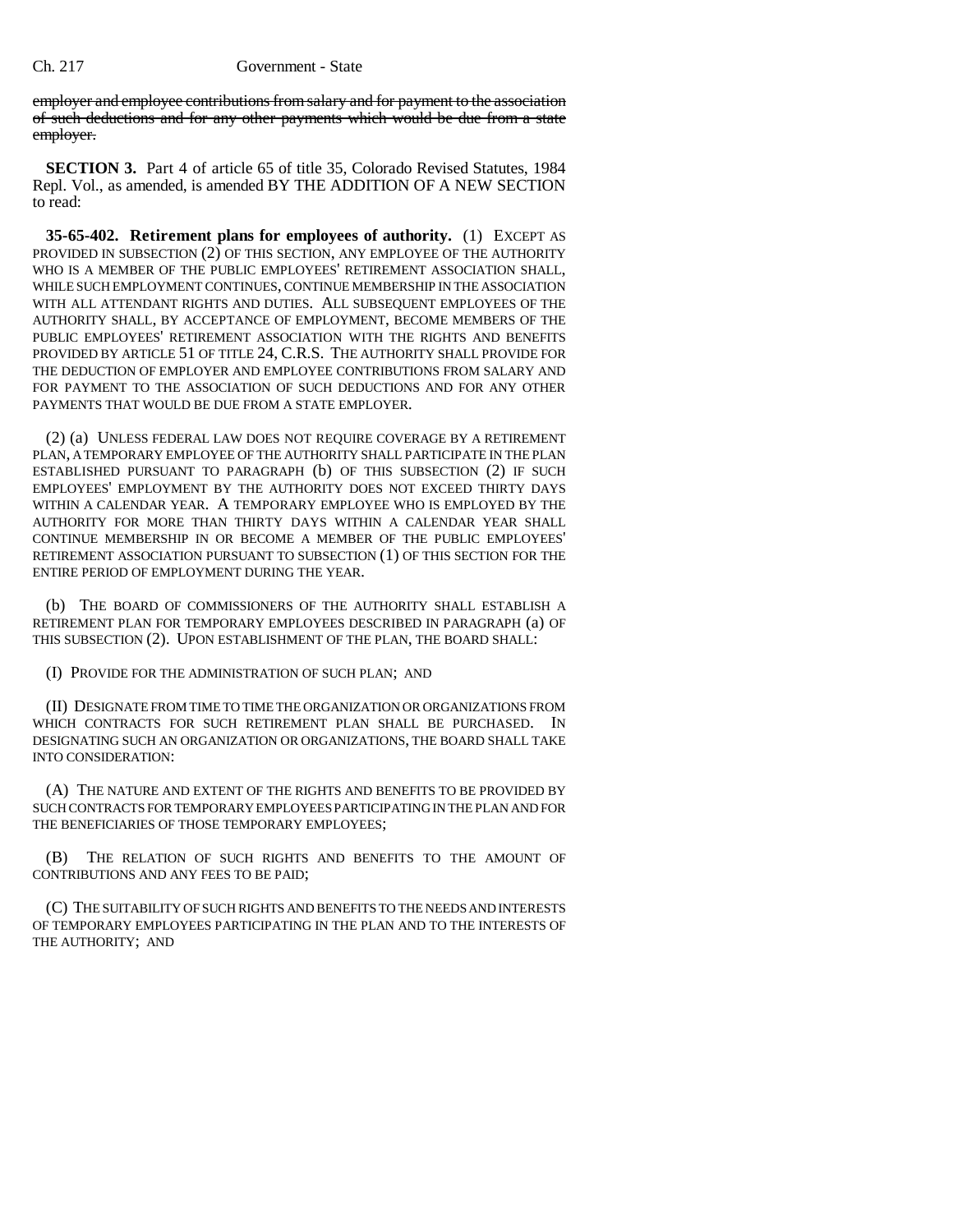~~employer and employee contributions from salary and for payment to the association of such deductions and for any other payments which would be due from a state employer.~~

**SECTION 3.** Part 4 of article 65 of title 35, Colorado Revised Statutes, 1984 Repl. Vol., as amended, is amended BY THE ADDITION OF A NEW SECTION to read:

**35-65-402. Retirement plans for employees of authority.** (1) EXCEPT AS PROVIDED IN SUBSECTION (2) OF THIS SECTION, ANY EMPLOYEE OF THE AUTHORITY WHO IS A MEMBER OF THE PUBLIC EMPLOYEES' RETIREMENT ASSOCIATION SHALL, WHILE SUCH EMPLOYMENT CONTINUES, CONTINUE MEMBERSHIP IN THE ASSOCIATION WITH ALL ATTENDANT RIGHTS AND DUTIES. ALL SUBSEQUENT EMPLOYEES OF THE AUTHORITY SHALL, BY ACCEPTANCE OF EMPLOYMENT, BECOME MEMBERS OF THE PUBLIC EMPLOYEES' RETIREMENT ASSOCIATION WITH THE RIGHTS AND BENEFITS PROVIDED BY ARTICLE 51 OF TITLE 24, C.R.S. THE AUTHORITY SHALL PROVIDE FOR THE DEDUCTION OF EMPLOYER AND EMPLOYEE CONTRIBUTIONS FROM SALARY AND FOR PAYMENT TO THE ASSOCIATION OF SUCH DEDUCTIONS AND FOR ANY OTHER PAYMENTS THAT WOULD BE DUE FROM A STATE EMPLOYER.

(2) (a) UNLESS FEDERAL LAW DOES NOT REQUIRE COVERAGE BY A RETIREMENT PLAN, A TEMPORARY EMPLOYEE OF THE AUTHORITY SHALL PARTICIPATE IN THE PLAN ESTABLISHED PURSUANT TO PARAGRAPH (b) OF THIS SUBSECTION (2) IF SUCH EMPLOYEES' EMPLOYMENT BY THE AUTHORITY DOES NOT EXCEED THIRTY DAYS WITHIN A CALENDAR YEAR. A TEMPORARY EMPLOYEE WHO IS EMPLOYED BY THE AUTHORITY FOR MORE THAN THIRTY DAYS WITHIN A CALENDAR YEAR SHALL CONTINUE MEMBERSHIP IN OR BECOME A MEMBER OF THE PUBLIC EMPLOYEES' RETIREMENT ASSOCIATION PURSUANT TO SUBSECTION (1) OF THIS SECTION FOR THE ENTIRE PERIOD OF EMPLOYMENT DURING THE YEAR.

(b) THE BOARD OF COMMISSIONERS OF THE AUTHORITY SHALL ESTABLISH A RETIREMENT PLAN FOR TEMPORARY EMPLOYEES DESCRIBED IN PARAGRAPH (a) OF THIS SUBSECTION (2). UPON ESTABLISHMENT OF THE PLAN, THE BOARD SHALL:

(I) PROVIDE FOR THE ADMINISTRATION OF SUCH PLAN; AND

(II) DESIGNATE FROM TIME TO TIME THE ORGANIZATION OR ORGANIZATIONS FROM WHICH CONTRACTS FOR SUCH RETIREMENT PLAN SHALL BE PURCHASED. IN DESIGNATING SUCH AN ORGANIZATION OR ORGANIZATIONS, THE BOARD SHALL TAKE INTO CONSIDERATION:

(A) THE NATURE AND EXTENT OF THE RIGHTS AND BENEFITS TO BE PROVIDED BY SUCH CONTRACTS FOR TEMPORARY EMPLOYEES PARTICIPATING IN THE PLAN AND FOR THE BENEFICIARIES OF THOSE TEMPORARY EMPLOYEES;

(B) THE RELATION OF SUCH RIGHTS AND BENEFITS TO THE AMOUNT OF CONTRIBUTIONS AND ANY FEES TO BE PAID;

(C) THE SUITABILITY OF SUCH RIGHTS AND BENEFITS TO THE NEEDS AND INTERESTS OF TEMPORARY EMPLOYEES PARTICIPATING IN THE PLAN AND TO THE INTERESTS OF THE AUTHORITY; AND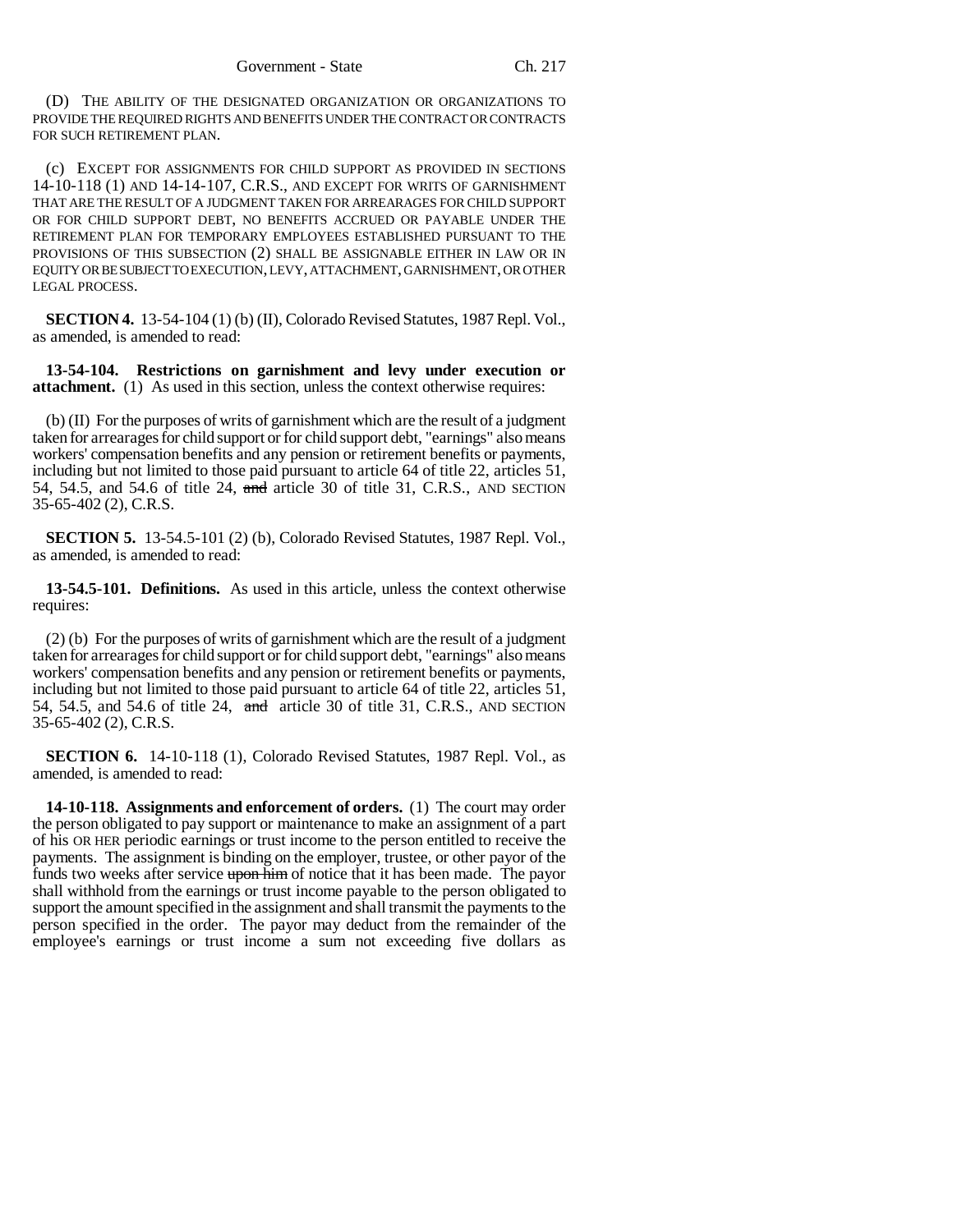(D) THE ABILITY OF THE DESIGNATED ORGANIZATION OR ORGANIZATIONS TO PROVIDE THE REQUIRED RIGHTS AND BENEFITS UNDER THE CONTRACT OR CONTRACTS FOR SUCH RETIREMENT PLAN.

(c) EXCEPT FOR ASSIGNMENTS FOR CHILD SUPPORT AS PROVIDED IN SECTIONS 14-10-118 (1) AND 14-14-107, C.R.S., AND EXCEPT FOR WRITS OF GARNISHMENT THAT ARE THE RESULT OF A JUDGMENT TAKEN FOR ARREARAGES FOR CHILD SUPPORT OR FOR CHILD SUPPORT DEBT, NO BENEFITS ACCRUED OR PAYABLE UNDER THE RETIREMENT PLAN FOR TEMPORARY EMPLOYEES ESTABLISHED PURSUANT TO THE PROVISIONS OF THIS SUBSECTION (2) SHALL BE ASSIGNABLE EITHER IN LAW OR IN EQUITY OR BE SUBJECT TO EXECUTION, LEVY, ATTACHMENT, GARNISHMENT, OR OTHER LEGAL PROCESS.

**SECTION 4.** 13-54-104 (1) (b) (II), Colorado Revised Statutes, 1987 Repl. Vol., as amended, is amended to read:

**13-54-104. Restrictions on garnishment and levy under execution or attachment.** (1) As used in this section, unless the context otherwise requires:

(b) (II) For the purposes of writs of garnishment which are the result of a judgment taken for arrearages for child support or for child support debt, "earnings" also means workers' compensation benefits and any pension or retirement benefits or payments, including but not limited to those paid pursuant to article 64 of title 22, articles 51, 54, 54.5, and 54.6 of title 24, ~~and~~ article 30 of title 31, C.R.S., AND SECTION 35-65-402 (2), C.R.S.

**SECTION 5.** 13-54.5-101 (2) (b), Colorado Revised Statutes, 1987 Repl. Vol., as amended, is amended to read:

**13-54.5-101. Definitions.** As used in this article, unless the context otherwise requires:

(2) (b) For the purposes of writs of garnishment which are the result of a judgment taken for arrearages for child support or for child support debt, "earnings" also means workers' compensation benefits and any pension or retirement benefits or payments, including but not limited to those paid pursuant to article 64 of title 22, articles 51, 54, 54.5, and 54.6 of title 24, ~~and~~ article 30 of title 31, C.R.S., AND SECTION 35-65-402 (2), C.R.S.

**SECTION 6.** 14-10-118 (1), Colorado Revised Statutes, 1987 Repl. Vol., as amended, is amended to read:

**14-10-118. Assignments and enforcement of orders.** (1) The court may order the person obligated to pay support or maintenance to make an assignment of a part of his OR HER periodic earnings or trust income to the person entitled to receive the payments. The assignment is binding on the employer, trustee, or other payor of the funds two weeks after service ~~upon him~~ of notice that it has been made. The payor shall withhold from the earnings or trust income payable to the person obligated to support the amount specified in the assignment and shall transmit the payments to the person specified in the order. The payor may deduct from the remainder of the employee's earnings or trust income a sum not exceeding five dollars as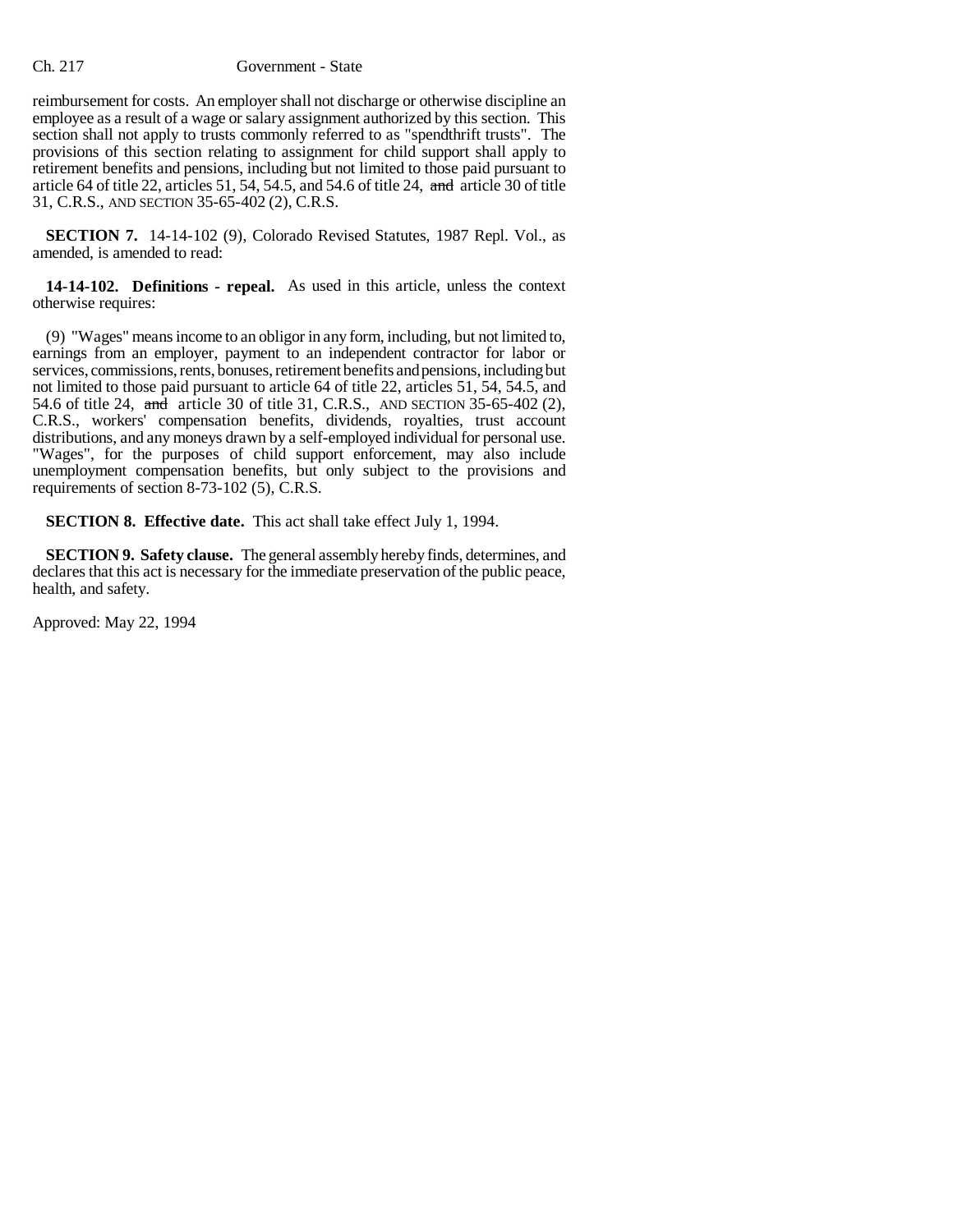reimbursement for costs. An employer shall not discharge or otherwise discipline an employee as a result of a wage or salary assignment authorized by this section. This section shall not apply to trusts commonly referred to as "spendthrift trusts". The provisions of this section relating to assignment for child support shall apply to retirement benefits and pensions, including but not limited to those paid pursuant to article 64 of title 22, articles 51, 54, 54.5, and 54.6 of title 24, ~~and~~ article 30 of title 31, C.R.S., AND SECTION 35-65-402 (2), C.R.S.

**SECTION 7.** 14-14-102 (9), Colorado Revised Statutes, 1987 Repl. Vol., as amended, is amended to read:

**14-14-102. Definitions - repeal.** As used in this article, unless the context otherwise requires:

(9) "Wages" means income to an obligor in any form, including, but not limited to, earnings from an employer, payment to an independent contractor for labor or services, commissions, rents, bonuses, retirement benefits and pensions, including but not limited to those paid pursuant to article 64 of title 22, articles 51, 54, 54.5, and 54.6 of title 24, ~~and~~ article 30 of title 31, C.R.S., AND SECTION 35-65-402 (2), C.R.S., workers' compensation benefits, dividends, royalties, trust account distributions, and any moneys drawn by a self-employed individual for personal use. "Wages", for the purposes of child support enforcement, may also include unemployment compensation benefits, but only subject to the provisions and requirements of section 8-73-102 (5), C.R.S.

**SECTION 8. Effective date.** This act shall take effect July 1, 1994.

**SECTION 9. Safety clause.** The general assembly hereby finds, determines, and declares that this act is necessary for the immediate preservation of the public peace, health, and safety.

Approved: May 22, 1994